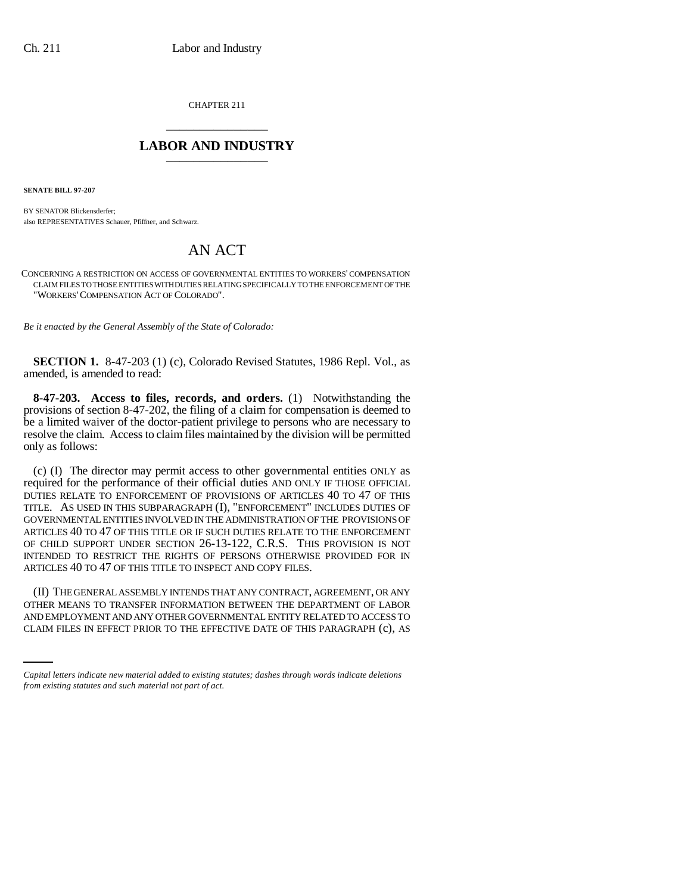CHAPTER 211

# LABOR AND INDUSTRY

**SENATE BILL 97-207**

BY SENATOR Blickensderfer;
also REPRESENTATIVES Schauer, Pfiffner, and Schwarz.

# AN ACT

CONCERNING A RESTRICTION ON ACCESS OF GOVERNMENTAL ENTITIES TO WORKERS' COMPENSATION CLAIM FILES TO THOSE ENTITIES WITH DUTIES RELATING SPECIFICALLY TO THE ENFORCEMENT OF THE "WORKERS' COMPENSATION ACT OF COLORADO".

*Be it enacted by the General Assembly of the State of Colorado:*

**SECTION 1.** 8-47-203 (1) (c), Colorado Revised Statutes, 1986 Repl. Vol., as amended, is amended to read:

**8-47-203. Access to files, records, and orders.** (1) Notwithstanding the provisions of section 8-47-202, the filing of a claim for compensation is deemed to be a limited waiver of the doctor-patient privilege to persons who are necessary to resolve the claim. Access to claim files maintained by the division will be permitted only as follows:

(c) (I) The director may permit access to other governmental entities ONLY as required for the performance of their official duties AND ONLY IF THOSE OFFICIAL DUTIES RELATE TO ENFORCEMENT OF PROVISIONS OF ARTICLES 40 TO 47 OF THIS TITLE. AS USED IN THIS SUBPARAGRAPH (I), "ENFORCEMENT" INCLUDES DUTIES OF GOVERNMENTAL ENTITIES INVOLVED IN THE ADMINISTRATION OF THE PROVISIONS OF ARTICLES 40 TO 47 OF THIS TITLE OR IF SUCH DUTIES RELATE TO THE ENFORCEMENT OF CHILD SUPPORT UNDER SECTION 26-13-122, C.R.S. THIS PROVISION IS NOT INTENDED TO RESTRICT THE RIGHTS OF PERSONS OTHERWISE PROVIDED FOR IN ARTICLES 40 TO 47 OF THIS TITLE TO INSPECT AND COPY FILES.

(II) THE GENERAL ASSEMBLY INTENDS THAT ANY CONTRACT, AGREEMENT, OR ANY OTHER MEANS TO TRANSFER INFORMATION BETWEEN THE DEPARTMENT OF LABOR AND EMPLOYMENT AND ANY OTHER GOVERNMENTAL ENTITY RELATED TO ACCESS TO CLAIM FILES IN EFFECT PRIOR TO THE EFFECTIVE DATE OF THIS PARAGRAPH (c), AS

*Capital letters indicate new material added to existing statutes; dashes through words indicate deletions from existing statutes and such material not part of act.*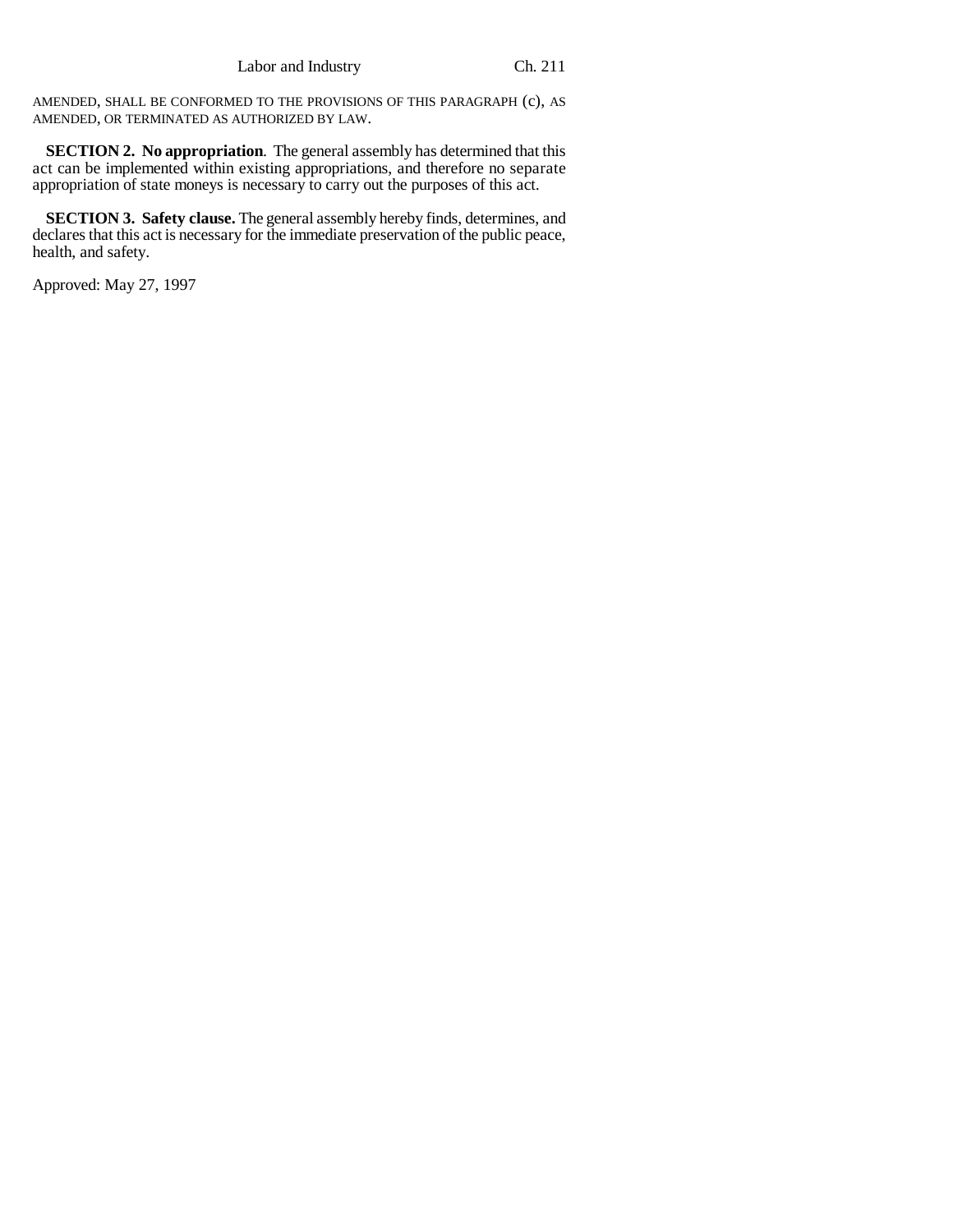AMENDED, SHALL BE CONFORMED TO THE PROVISIONS OF THIS PARAGRAPH (c), AS AMENDED, OR TERMINATED AS AUTHORIZED BY LAW.

**SECTION 2. No appropriation**. The general assembly has determined that this act can be implemented within existing appropriations, and therefore no separate appropriation of state moneys is necessary to carry out the purposes of this act.

**SECTION 3. Safety clause.** The general assembly hereby finds, determines, and declares that this act is necessary for the immediate preservation of the public peace, health, and safety.

Approved: May 27, 1997